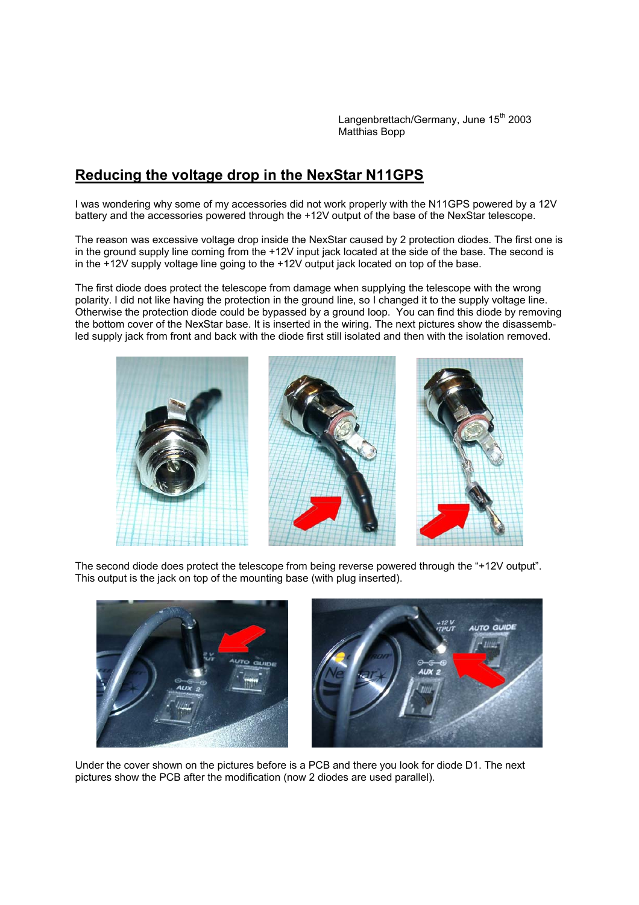Langenbrettach/Germany, June 15th 2003
Matthias Bopp

# Reducing the voltage drop in the NexStar N11GPS

I was wondering why some of my accessories did not work properly with the N11GPS powered by a 12V battery and the accessories powered through the +12V output of the base of the NexStar telescope.

The reason was excessive voltage drop inside the NexStar caused by 2 protection diodes. The first one is in the ground supply line coming from the +12V input jack located at the side of the base. The second is in the +12V supply voltage line going to the +12V output jack located on top of the base.

The first diode does protect the telescope from damage when supplying the telescope with the wrong polarity. I did not like having the protection in the ground line, so I changed it to the supply voltage line. Otherwise the protection diode could be bypassed by a ground loop. You can find this diode by removing the bottom cover of the NexStar base. It is inserted in the wiring. The next pictures show the disassembled supply jack from front and back with the diode first still isolated and then with the isolation removed.

The second diode does protect the telescope from being reverse powered through the "+12V output". This output is the jack on top of the mounting base (with plug inserted).

Under the cover shown on the pictures before is a PCB and there you look for diode D1. The next pictures show the PCB after the modification (now 2 diodes are used parallel).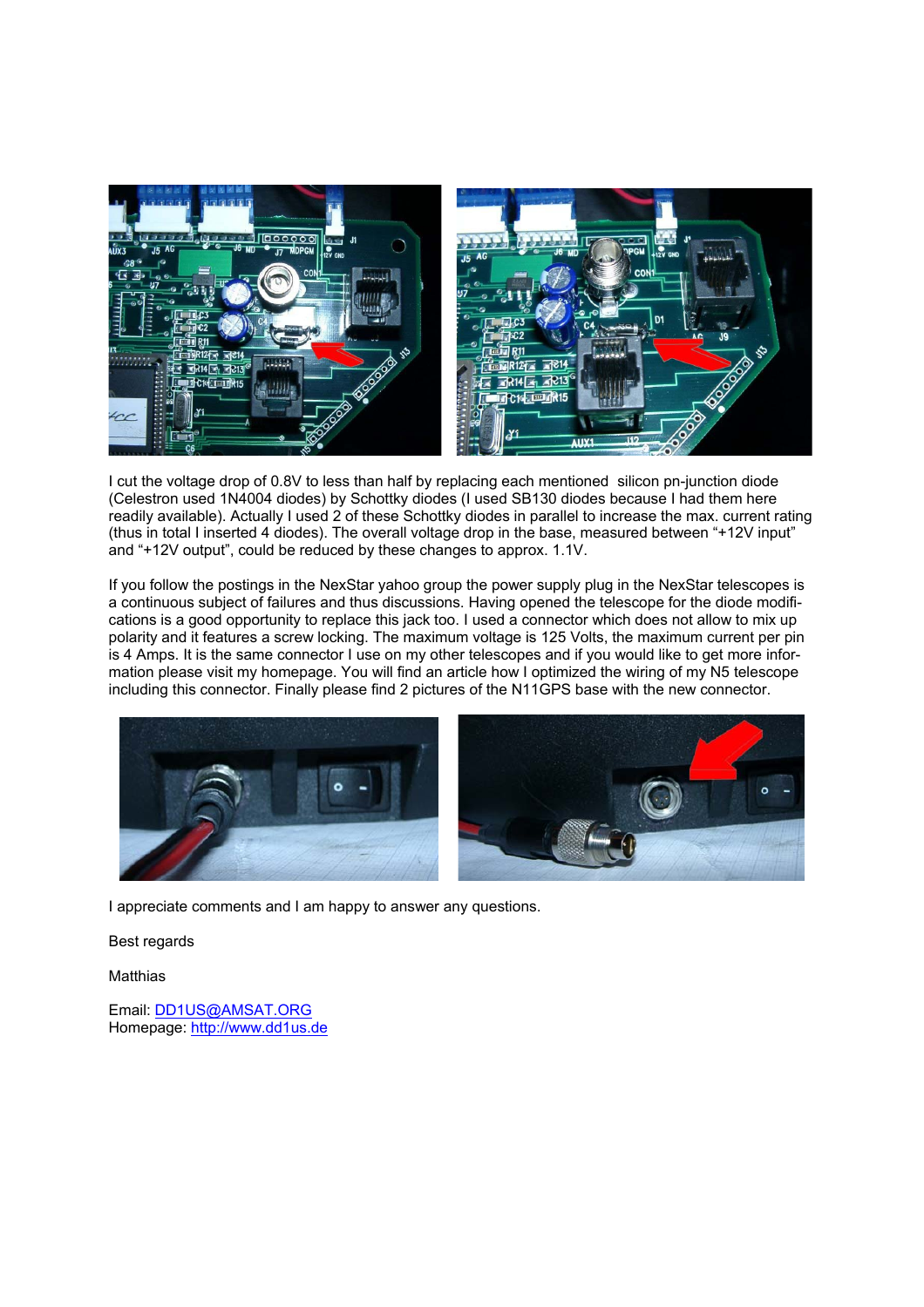I cut the voltage drop of 0.8V to less than half by replacing each mentioned silicon pn-junction diode (Celestron used 1N4004 diodes) by Schottky diodes (I used SB130 diodes because I had them here readily available). Actually I used 2 of these Schottky diodes in parallel to increase the max. current rating (thus in total I inserted 4 diodes). The overall voltage drop in the base, measured between "+12V input" and "+12V output", could be reduced by these changes to approx. 1.1V.

If you follow the postings in the NexStar yahoo group the power supply plug in the NexStar telescopes is a continuous subject of failures and thus discussions. Having opened the telescope for the diode modifications is a good opportunity to replace this jack too. I used a connector which does not allow to mix up polarity and it features a screw locking. The maximum voltage is 125 Volts, the maximum current per pin is 4 Amps. It is the same connector I use on my other telescopes and if you would like to get more information please visit my homepage. You will find an article how I optimized the wiring of my N5 telescope including this connector. Finally please find 2 pictures of the N11GPS base with the new connector.

I appreciate comments and I am happy to answer any questions.

Best regards

Matthias

Email: DD1US@AMSAT.ORG
Homepage: http://www.dd1us.de